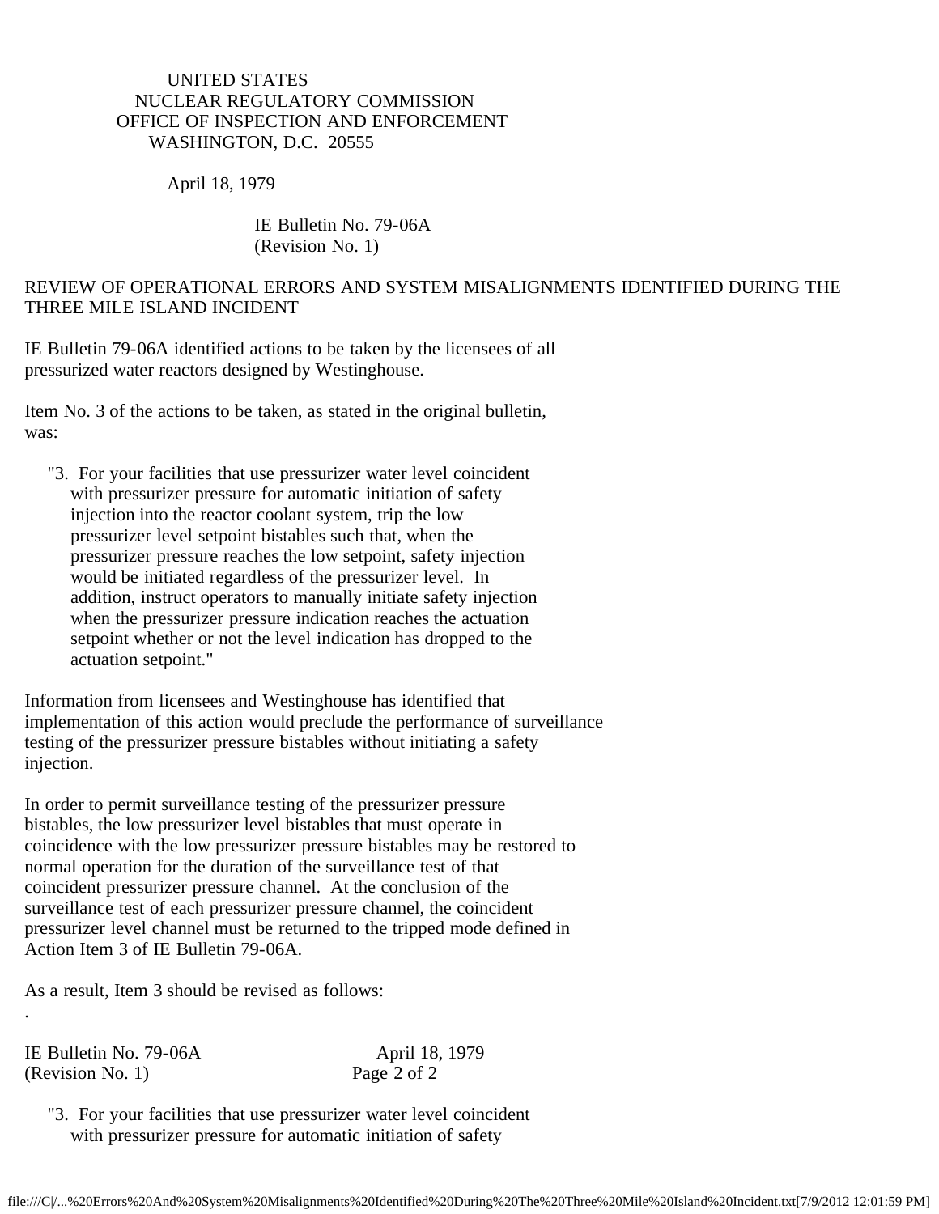UNITED STATES
NUCLEAR REGULATORY COMMISSION
OFFICE OF INSPECTION AND ENFORCEMENT
WASHINGTON, D.C. 20555

April 18, 1979

IE Bulletin No. 79-06A
(Revision No. 1)

# REVIEW OF OPERATIONAL ERRORS AND SYSTEM MISALIGNMENTS IDENTIFIED DURING THE THREE MILE ISLAND INCIDENT

IE Bulletin 79-06A identified actions to be taken by the licensees of all pressurized water reactors designed by Westinghouse.

Item No. 3 of the actions to be taken, as stated in the original bulletin, was:

> "3. For your facilities that use pressurizer water level coincident with pressurizer pressure for automatic initiation of safety injection into the reactor coolant system, trip the low pressurizer level setpoint bistables such that, when the pressurizer pressure reaches the low setpoint, safety injection would be initiated regardless of the pressurizer level. In addition, instruct operators to manually initiate safety injection when the pressurizer pressure indication reaches the actuation setpoint whether or not the level indication has dropped to the actuation setpoint."

Information from licensees and Westinghouse has identified that implementation of this action would preclude the performance of surveillance testing of the pressurizer pressure bistables without initiating a safety injection.

In order to permit surveillance testing of the pressurizer pressure bistables, the low pressurizer level bistables that must operate in coincidence with the low pressurizer pressure bistables may be restored to normal operation for the duration of the surveillance test of that coincident pressurizer pressure channel. At the conclusion of the surveillance test of each pressurizer pressure channel, the coincident pressurizer level channel must be returned to the tripped mode defined in Action Item 3 of IE Bulletin 79-06A.

As a result, Item 3 should be revised as follows:

> "3. For your facilities that use pressurizer water level coincident with pressurizer pressure for automatic initiation of safety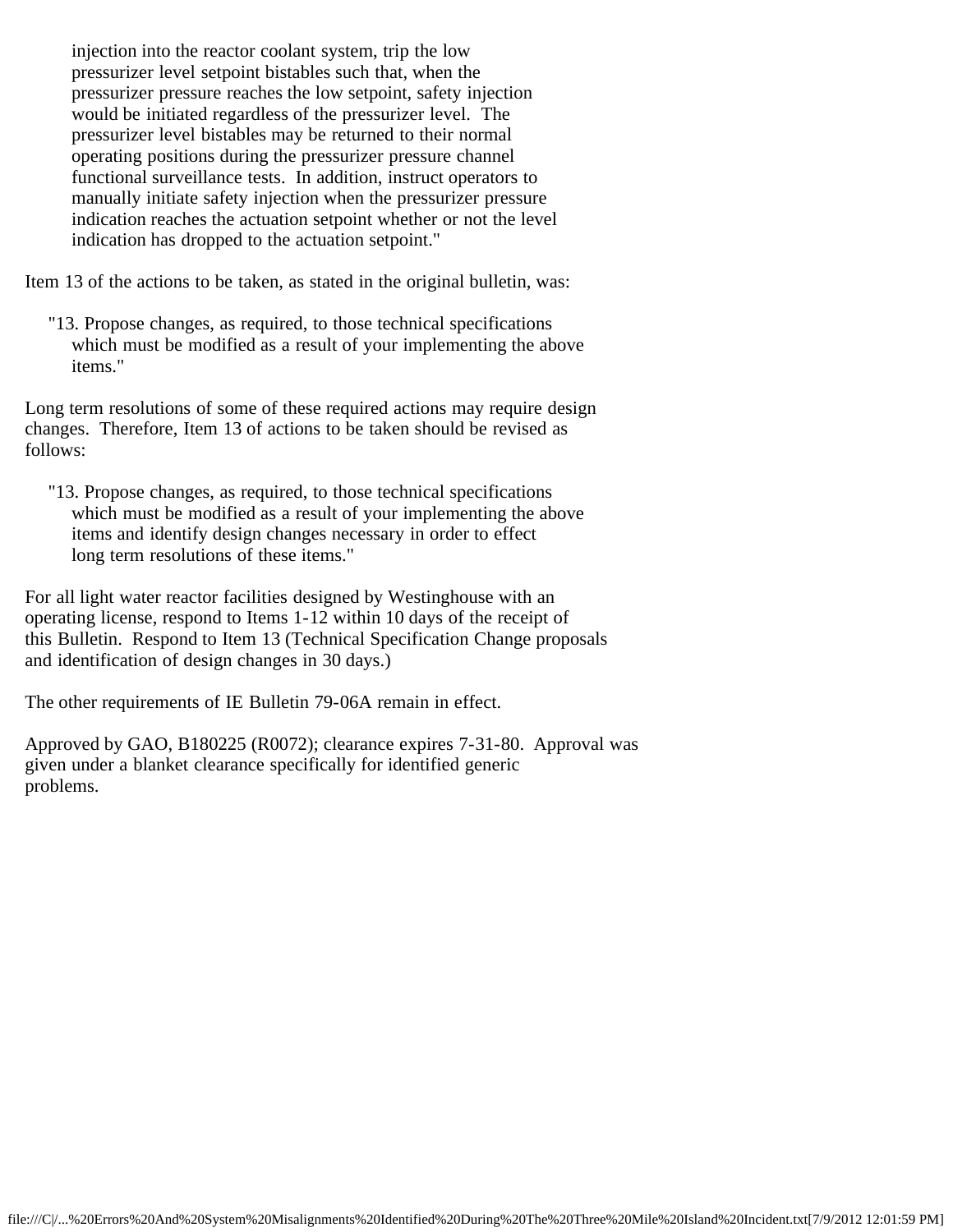injection into the reactor coolant system, trip the low pressurizer level setpoint bistables such that, when the pressurizer pressure reaches the low setpoint, safety injection would be initiated regardless of the pressurizer level. The pressurizer level bistables may be returned to their normal operating positions during the pressurizer pressure channel functional surveillance tests. In addition, instruct operators to manually initiate safety injection when the pressurizer pressure indication reaches the actuation setpoint whether or not the level indication has dropped to the actuation setpoint."

Item 13 of the actions to be taken, as stated in the original bulletin, was:

> "13. Propose changes, as required, to those technical specifications which must be modified as a result of your implementing the above items."

Long term resolutions of some of these required actions may require design changes. Therefore, Item 13 of actions to be taken should be revised as follows:

> "13. Propose changes, as required, to those technical specifications which must be modified as a result of your implementing the above items and identify design changes necessary in order to effect long term resolutions of these items."

For all light water reactor facilities designed by Westinghouse with an operating license, respond to Items 1-12 within 10 days of the receipt of this Bulletin. Respond to Item 13 (Technical Specification Change proposals and identification of design changes in 30 days.)

The other requirements of IE Bulletin 79-06A remain in effect.

Approved by GAO, B180225 (R0072); clearance expires 7-31-80. Approval was given under a blanket clearance specifically for identified generic problems.